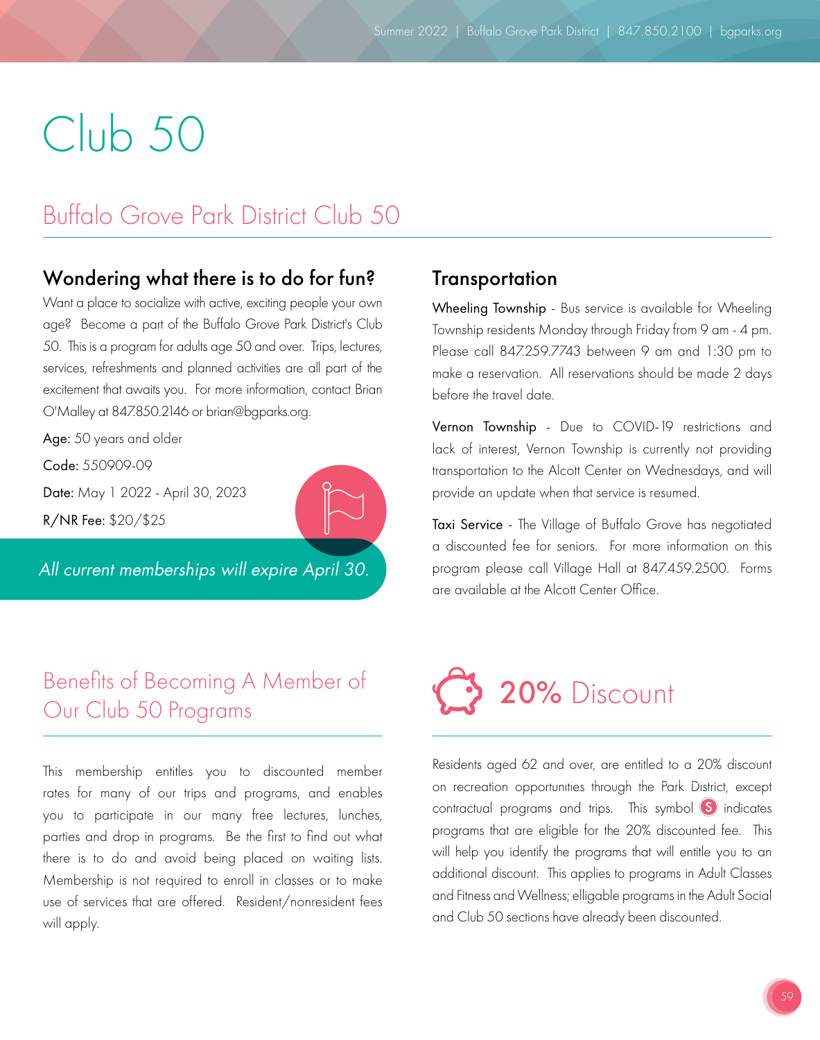# Club 50

## Buffalo Grove Park District Club 50

### Wondering what there is to do for fun?

Want a place to socialize with active, exciting people your own age? Become a part of the Buffalo Grove Park District's Club 50. This is a program for adults age 50 and over. Trips, lectures, services, refreshments and planned activities are all part of the excitement that awaits you. For more information, contact Brian O'Malley at 847.850.2146 or brian@bgparks.org.

**Age:** 50 years and older

**Code:** 550909-09

**Date:** May 1 2022 - April 30, 2023

**R/NR Fee:** $20/$25

*All current memberships will expire April 30.*

### Transportation

**Wheeling Township** - Bus service is available for Wheeling Township residents Monday through Friday from 9 am - 4 pm. Please call 847.259.7743 between 9 am and 1:30 pm to make a reservation. All reservations should be made 2 days before the travel date.

**Vernon Township** - Due to COVID-19 restrictions and lack of interest, Vernon Township is currently not providing transportation to the Alcott Center on Wednesdays, and will provide an update when that service is resumed.

**Taxi Service** - The Village of Buffalo Grove has negotiated a discounted fee for seniors. For more information on this program please call Village Hall at 847.459.2500. Forms are available at the Alcott Center Office.

## Benefits of Becoming A Member of Our Club 50 Programs

This membership entitles you to discounted member rates for many of our trips and programs, and enables you to participate in our many free lectures, lunches, parties and drop in programs. Be the first to find out what there is to do and avoid being placed on waiting lists. Membership is not required to enroll in classes or to make use of services that are offered. Resident/nonresident fees will apply.

## 20% Discount

Residents aged 62 and over, are entitled to a 20% discount on recreation opportunities through the Park District, except contractual programs and trips. This symbol (S) indicates programs that are eligible for the 20% discounted fee. This will help you identify the programs that will entitle you to an additional discount. This applies to programs in Adult Classes and Fitness and Wellness; elligable programs in the Adult Social and Club 50 sections have already been discounted.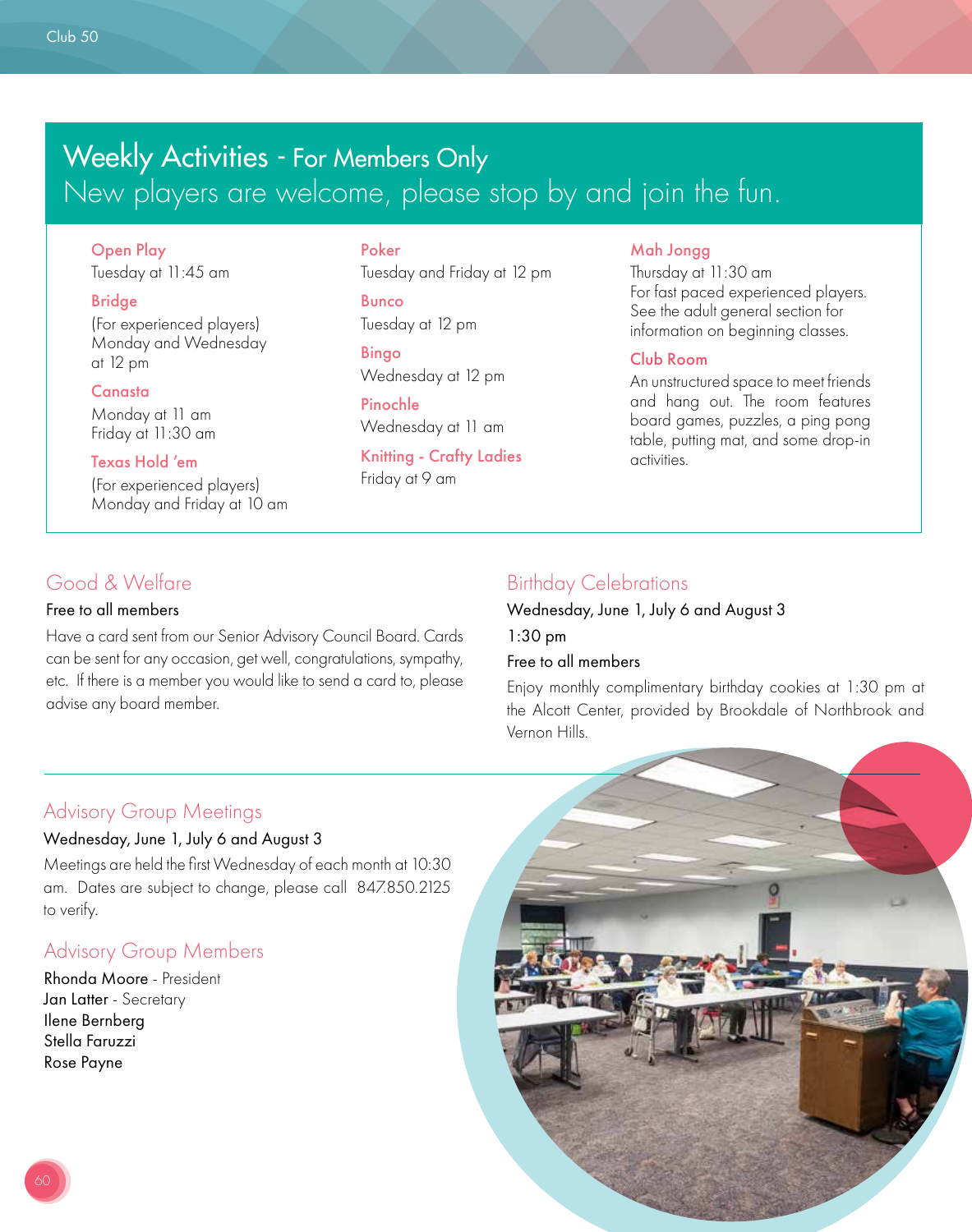## Weekly Activities - For Members Only

New players are welcome, please stop by and join the fun.

**Open Play**
Tuesday at 11:45 am

**Bridge**
(For experienced players)
Monday and Wednesday at 12 pm

**Canasta**
Monday at 11 am
Friday at 11:30 am

**Texas Hold 'em**
(For experienced players)
Monday and Friday at 10 am

**Poker**
Tuesday and Friday at 12 pm

**Bunco**
Tuesday at 12 pm

**Bingo**
Wednesday at 12 pm

**Pinochle**
Wednesday at 11 am

**Knitting - Crafty Ladies**
Friday at 9 am

**Mah Jongg**
Thursday at 11:30 am
For fast paced experienced players. See the adult general section for information on beginning classes.

**Club Room**
An unstructured space to meet friends and hang out. The room features board games, puzzles, a ping pong table, putting mat, and some drop-in activities.

## Good & Welfare

Free to all members

Have a card sent from our Senior Advisory Council Board. Cards can be sent for any occasion, get well, congratulations, sympathy, etc. If there is a member you would like to send a card to, please advise any board member.

## Birthday Celebrations

Wednesday, June 1, July 6 and August 3

1:30 pm

Free to all members

Enjoy monthly complimentary birthday cookies at 1:30 pm at the Alcott Center, provided by Brookdale of Northbrook and Vernon Hills.

## Advisory Group Meetings

Wednesday, June 1, July 6 and August 3

Meetings are held the first Wednesday of each month at 10:30 am. Dates are subject to change, please call 847.850.2125 to verify.

## Advisory Group Members

Rhonda Moore - President
Jan Latter - Secretary
Ilene Bernberg
Stella Faruzzi
Rose Payne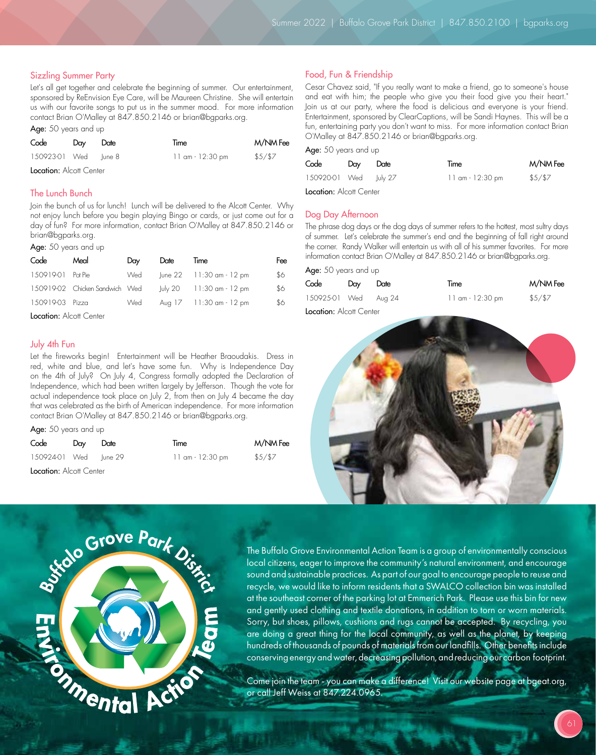## Sizzling Summer Party

Let's all get together and celebrate the beginning of summer. Our entertainment, sponsored by ReEnvision Eye Care, will be Maureen Christine. She will entertain us with our favorite songs to put us in the summer mood. For more information contact Brian O'Malley at 847.850.2146 or brian@bgparks.org.

**Age:** 50 years and up

| Code | Day | Date | Time | M/NM Fee |
|---|---|---|---|---|
| 150923-01 | Wed | June 8 | 11 am - 12:30 pm | $5/$7 |

**Location:** Alcott Center

## The Lunch Bunch

Join the bunch of us for lunch! Lunch will be delivered to the Alcott Center. Why not enjoy lunch before you begin playing Bingo or cards, or just come out for a day of fun? For more information, contact Brian O'Malley at 847.850.2146 or brian@bgparks.org.

**Age:** 50 years and up

| Code | Meal | Day | Date | Time | Fee |
|---|---|---|---|---|---|
| 150919-01 | Pot Pie | Wed | June 22 | 11:30 am - 12 pm | $6 |
| 150919-02 | Chicken Sandwich | Wed | July 20 | 11:30 am - 12 pm | $6 |
| 150919-03 | Pizza | Wed | Aug 17 | 11:30 am - 12 pm | $6 |

**Location:** Alcott Center

## July 4th Fun

Let the fireworks begin! Entertainment will be Heather Braoudakis. Dress in red, white and blue, and let's have some fun. Why is Independence Day on the 4th of July? On July 4, Congress formally adopted the Declaration of Independence, which had been written largely by Jefferson. Though the vote for actual independence took place on July 2, from then on July 4 became the day that was celebrated as the birth of American independence. For more information contact Brian O'Malley at 847.850.2146 or brian@bgparks.org.

**Age:** 50 years and up

| Code | Day | Date | Time | M/NM Fee |
|---|---|---|---|---|
| 150924-01 | Wed | June 29 | 11 am - 12:30 pm | $5/$7 |

**Location:** Alcott Center

## Food, Fun & Friendship

Cesar Chavez said, "If you really want to make a friend, go to someone's house and eat with him; the people who give you their food give you their heart." Join us at our party, where the food is delicious and everyone is your friend. Entertainment, sponsored by ClearCaptions, will be Sandi Haynes. This will be a fun, entertaining party you don't want to miss. For more information contact Brian O'Malley at 847.850.2146 or brian@bgparks.org.

**Age:** 50 years and up

| Code | Day | Date | Time | M/NM Fee |
|---|---|---|---|---|
| 150920-01 | Wed | July 27 | 11 am - 12:30 pm | $5/$7 |

**Location:** Alcott Center

## Dog Day Afternoon

The phrase dog days or the dog days of summer refers to the hottest, most sultry days of summer. Let's celebrate the summer's end and the beginning of fall right around the corner. Randy Walker will entertain us with all of his summer favorites. For more information contact Brian O'Malley at 847.850.2146 or brian@bgparks.org.

**Age:** 50 years and up

| Code | Day | Date | Time | M/NM Fee |
|---|---|---|---|---|
| 150925-01 | Wed | Aug 24 | 11 am - 12:30 pm | $5/$7 |

**Location:** Alcott Center

Buffalo Grove Park District Environmental Action Team

The Buffalo Grove Environmental Action Team is a group of environmentally conscious local citizens, eager to improve the community's natural environment, and encourage sound and sustainable practices. As part of our goal to encourage people to reuse and recycle, we would like to inform residents that a SWALCO collection bin was installed at the southeast corner of the parking lot at Emmerich Park. Please use this bin for new and gently used clothing and textile donations, in addition to torn or worn materials. Sorry, but shoes, pillows, cushions and rugs cannot be accepted. By recycling, you are doing a great thing for the local community, as well as the planet, by keeping hundreds of thousands of pounds of materials from our landfills. Other benefits include conserving energy and water, decreasing pollution, and reducing our carbon footprint.

Come join the team - you can make a difference! Visit our website page at bgeat.org, or call Jeff Weiss at 847.224.0965.